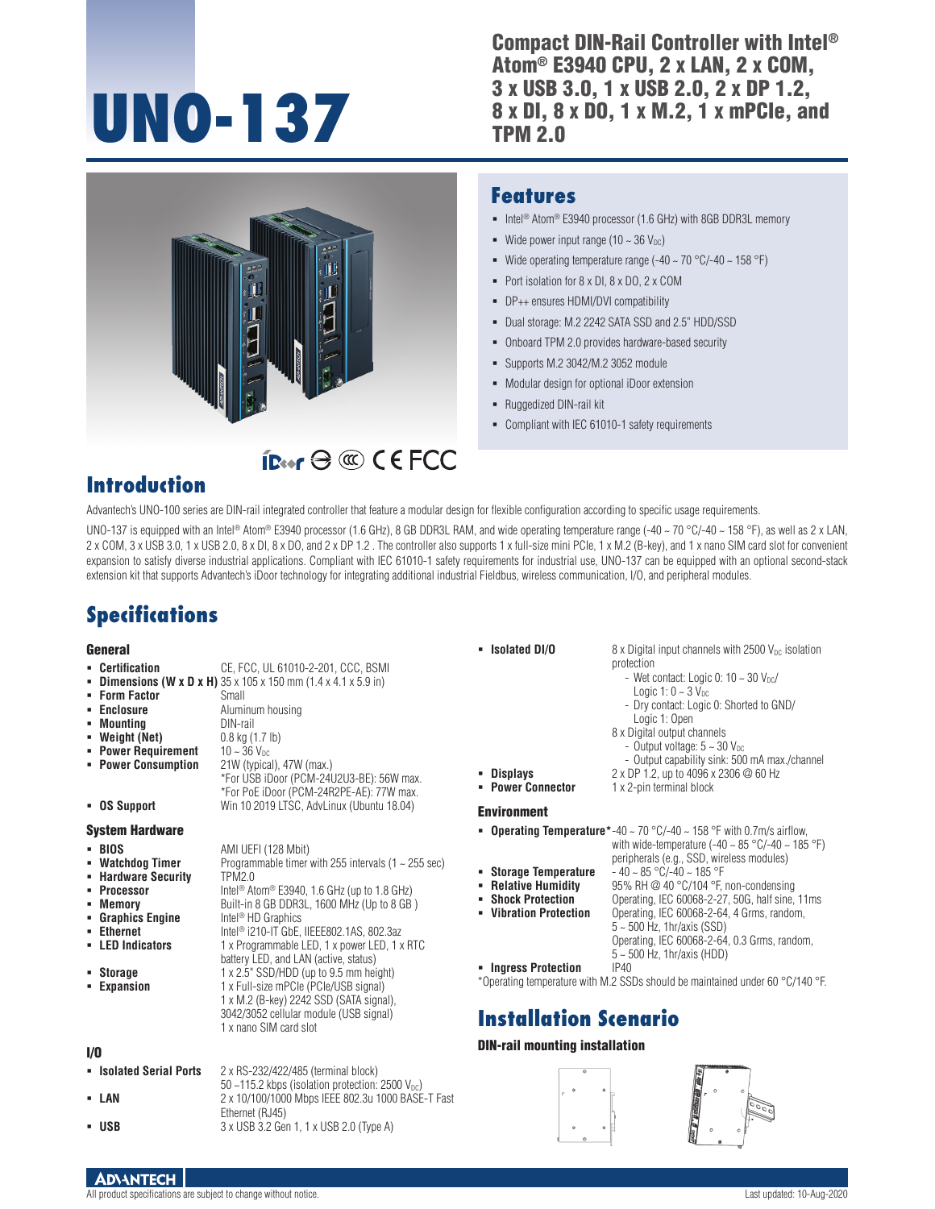# UNO-137

## Compact DIN-Rail Controller with Intel® Atom® E3940 CPU, 2 x LAN, 2 x COM, 3 x USB 3.0, 1 x USB 2.0, 2 x DP 1.2, 8 x DI, 8 x DO, 1 x M.2, 1 x mPCIe, and TPM 2.0

## Features

- Intel® Atom® E3940 processor (1.6 GHz) with 8GB DDR3L memory
- Wide power input range (10 ~ 36 $V_{DC}$)
- Wide operating temperature range (-40 ~ 70 °C/-40 ~ 158 °F)
- Port isolation for 8 x DI, 8 x DO, 2 x COM
- DP++ ensures HDMI/DVI compatibility
- Dual storage: M.2 2242 SATA SSD and 2.5" HDD/SSD
- Onboard TPM 2.0 provides hardware-based security
- Supports M.2 3042/M.2 3052 module
- Modular design for optional iDoor extension
- Ruggedized DIN-rail kit
- Compliant with IEC 61010-1 safety requirements

## Introduction

Advantech's UNO-100 series are DIN-rail integrated controller that feature a modular design for flexible configuration according to specific usage requirements.

UNO-137 is equipped with an Intel® Atom® E3940 processor (1.6 GHz), 8 GB DDR3L RAM, and wide operating temperature range (-40 ~ 70 °C/-40 ~ 158 °F), as well as 2 x LAN, 2 x COM, 3 x USB 3.0, 1 x USB 2.0, 8 x DI, 8 x DO, and 2 x DP 1.2 . The controller also supports 1 x full-size mini PCIe, 1 x M.2 (B-key), and 1 x nano SIM card slot for convenient expansion to satisfy diverse industrial applications. Compliant with IEC 61010-1 safety requirements for industrial use, UNO-137 can be equipped with an optional second-stack extension kit that supports Advantech's iDoor technology for integrating additional industrial Fieldbus, wireless communication, I/O, and peripheral modules.

## Specifications

### General

- **Certification**: CE, FCC, UL 61010-2-201, CCC, BSMI
- **Dimensions (W x D x H)**: 35 x 105 x 150 mm (1.4 x 4.1 x 5.9 in)
- **Form Factor**: Small
- **Enclosure**: Aluminum housing
- **Mounting**: DIN-rail
- **Weight (Net)**: 0.8 kg (1.7 lb)
- **Power Requirement**: 10 ~ 36 $V_{DC}$
- **Power Consumption**: 21W (typical), 47W (max.)
  *For USB iDoor (PCM-24U2U3-BE): 56W max.
  *For PoE iDoor (PCM-24R2PE-AE): 77W max.
- **OS Support**: Win 10 2019 LTSC, AdvLinux (Ubuntu 18.04)

### System Hardware

- **BIOS**: AMI UEFI (128 Mbit)
- **Watchdog Timer**: Programmable timer with 255 intervals (1 ~ 255 sec)
- **Hardware Security**: TPM2.0
- **Processor**: Intel® Atom® E3940, 1.6 GHz (up to 1.8 GHz)
- **Memory**: Built-in 8 GB DDR3L, 1600 MHz (Up to 8 GB )
- **Graphics Engine**: Intel® HD Graphics
- **Ethernet**: Intel® i210-IT GbE, IEEE802.1AS, 802.3az
- **LED Indicators**: 1 x Programmable LED, 1 x power LED, 1 x RTC battery LED, and LAN (active, status)
- **Storage**: 1 x 2.5" SSD/HDD (up to 9.5 mm height)
- **Expansion**: 1 x Full-size mPCIe (PCIe/USB signal)
  1 x M.2 (B-key) 2242 SSD (SATA signal), 3042/3052 cellular module (USB signal)
  1 x nano SIM card slot

### I/O

- **Isolated Serial Ports**: 2 x RS-232/422/485 (terminal block)
  50 ~115.2 kbps (isolation protection: 2500 $V_{DC}$)
- **LAN**: 2 x 10/100/1000 Mbps IEEE 802.3u 1000 BASE-T Fast Ethernet (RJ45)
- **USB**: 3 x USB 3.2 Gen 1, 1 x USB 2.0 (Type A)
- **Isolated DI/O**: 8 x Digital input channels with 2500 $V_{DC}$ isolation protection
  - Wet contact: Logic 0: 10 ~ 30 $V_{DC}$/ Logic 1: 0 ~ 3 $V_{DC}$
  - Dry contact: Logic 0: Shorted to GND/ Logic 1: Open

  8 x Digital output channels
  - Output voltage: 5 ~ 30 $V_{DC}$
  - Output capability sink: 500 mA max./channel
- **Displays**: 2 x DP 1.2, up to 4096 x 2306 @ 60 Hz
- **Power Connector**: 1 x 2-pin terminal block

### Environment

- **Operating Temperature***: -40 ~ 70 °C/-40 ~ 158 °F with 0.7m/s airflow, with wide-temperature (-40 ~ 85 °C/-40 ~ 185 °F) peripherals (e.g., SSD, wireless modules)
- **Storage Temperature**: - 40 ~ 85 °C/-40 ~ 185 °F
- **Relative Humidity**: 95% RH @ 40 °C/104 °F, non-condensing
- **Shock Protection**: Operating, IEC 60068-2-27, 50G, half sine, 11ms
- **Vibration Protection**: Operating, IEC 60068-2-64, 4 Grms, random, 5 ~ 500 Hz, 1hr/axis (SSD)
  Operating, IEC 60068-2-64, 0.3 Grms, random, 5 ~ 500 Hz, 1hr/axis (HDD)
- **Ingress Protection**: IP40

*Operating temperature with M.2 SSDs should be maintained under 60 °C/140 °F.

## Installation Scenario

### DIN-rail mounting installation

All product specifications are subject to change without notice.

Last updated: 10-Aug-2020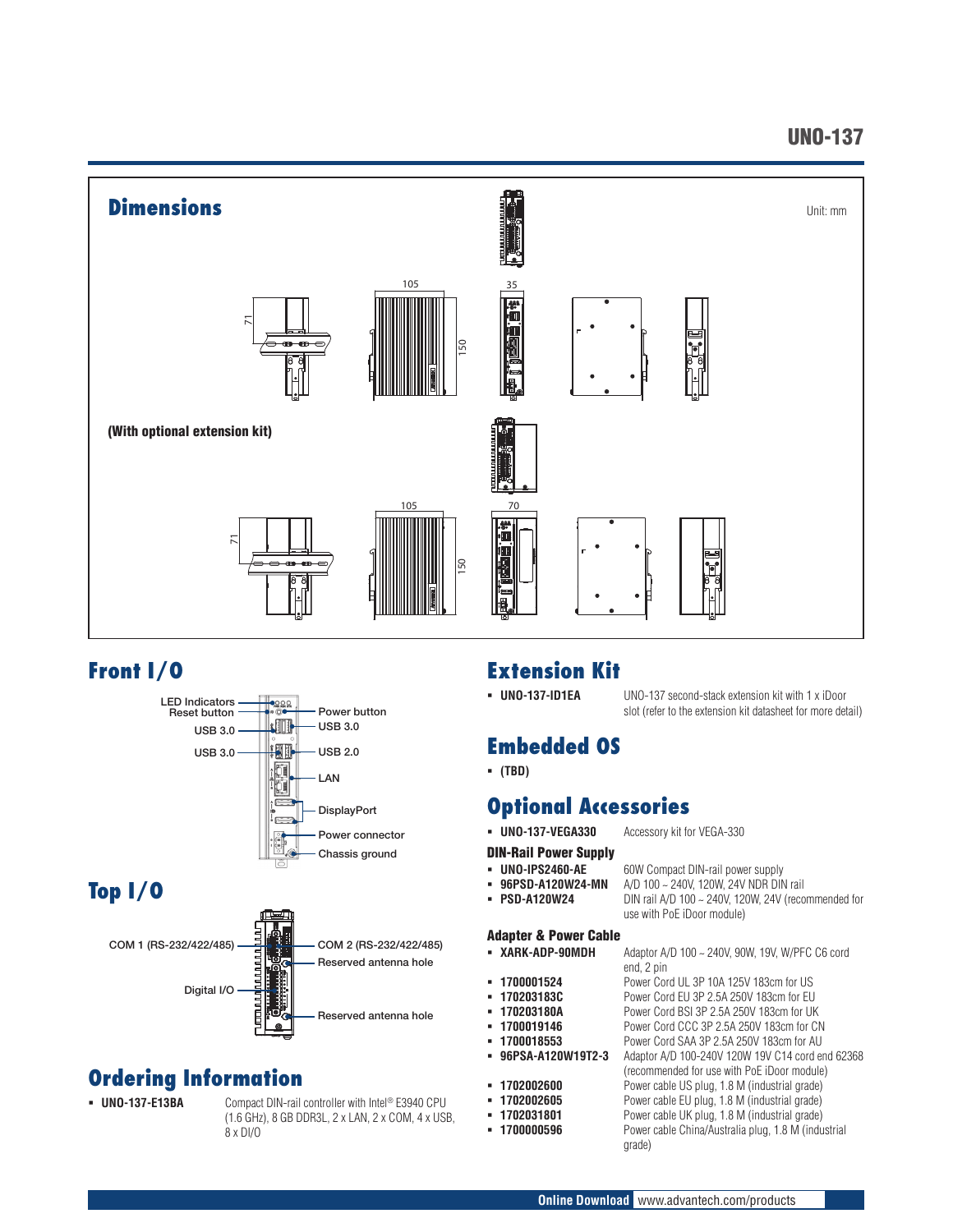## Dimensions

Unit: mm

105

35

71

150

(With optional extension kit)

105

70

71

150

## Front I/O

- LED Indicators
- Reset button
- USB 3.0
- USB 3.0
- Power button
- USB 3.0
- USB 2.0
- LAN
- DisplayPort
- Power connector
- Chassis ground

## Top I/O

- COM 1 (RS-232/422/485)
- Digital I/O
- COM 2 (RS-232/422/485)
- Reserved antenna hole
- Reserved antenna hole

## Ordering Information

- **UNO-137-E13BA** Compact DIN-rail controller with Intel® E3940 CPU (1.6 GHz), 8 GB DDR3L, 2 x LAN, 2 x COM, 4 x USB, 8 x DI/O

## Extension Kit

- **UNO-137-ID1EA** UNO-137 second-stack extension kit with 1 x iDoor slot (refer to the extension kit datasheet for more detail)

## Embedded OS

- **(TBD)**

## Optional Accessories

- **UNO-137-VEGA330** Accessory kit for VEGA-330

### DIN-Rail Power Supply

- **UNO-IPS2460-AE** 60W Compact DIN-rail power supply
- **96PSD-A120W24-MN** A/D 100 ~ 240V, 120W, 24V NDR DIN rail
- **PSD-A120W24** DIN rail A/D 100 ~ 240V, 120W, 24V (recommended for use with PoE iDoor module)

### Adapter & Power Cable

- **XARK-ADP-90MDH** Adaptor A/D 100 ~ 240V, 90W, 19V, W/PFC C6 cord end, 2 pin
- **1700001524** Power Cord UL 3P 10A 125V 183cm for US
- **170203183C** Power Cord EU 3P 2.5A 250V 183cm for EU
- **170203180A** Power Cord BSI 3P 2.5A 250V 183cm for UK
- **1700019146** Power Cord CCC 3P 2.5A 250V 183cm for CN
- **1700018553** Power Cord SAA 3P 2.5A 250V 183cm for AU
- **96PSA-A120W19T2-3** Adaptor A/D 100-240V 120W 19V C14 cord end 62368 (recommended for use with PoE iDoor module)
- **1702002600** Power cable US plug, 1.8 M (industrial grade)
- **1702002605** Power cable EU plug, 1.8 M (industrial grade)
- **1702031801** Power cable UK plug, 1.8 M (industrial grade)
- **1700000596** Power cable China/Australia plug, 1.8 M (industrial grade)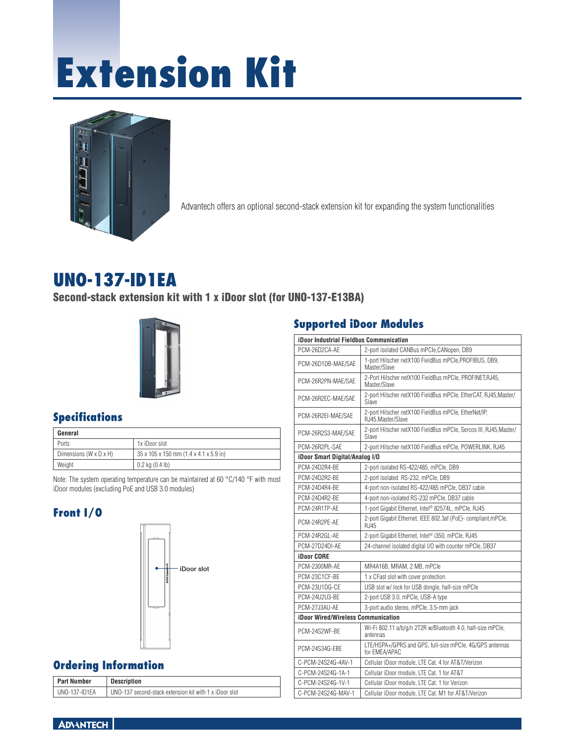# Extension Kit

Advantech offers an optional second-stack extension kit for expanding the system functionalities

## UNO-137-ID1EA

**Second-stack extension kit with 1 x iDoor slot (for UNO-137-E13BA)**

### Specifications

| General | |
|---|---|
| Ports | 1x iDoor slot |
| Dimensions (W x D x H) | 35 x 105 x 150 mm (1.4 x 4.1 x 5.9 in) |
| Weight | 0.2 kg (0.4 lb) |

Note: The system operating temperature can be maintained at 60 °C/140 °F with most iDoor modules (excluding PoE and USB 3.0 modules)

### Front I/O

iDoor slot

### Ordering Information

| Part Number | Description |
|---|---|
| UNO-137-ID1EA | UNO-137 second-stack extension kit with 1 x iDoor slot |

### Supported iDoor Modules

| | |
|---|---|
| **iDoor Industrial Fieldbus Communication** | |
| PCM-26D2CA-AE | 2-port isolated CANBus mPCIe,CANopen, DB9 |
| PCM-26D1DB-MAE/SAE | 1-port Hilscher netX100 FieldBus mPCIe,PROFIBUS, DB9, Master/Slave |
| PCM-26R2PN-MAE/SAE | 2-Port Hilscher netX100 FieldBus mPCIe, PROFINET,RJ45, Master/Slave |
| PCM-26R2EC-MAE/SAE | 2-port Hilscher netX100 FieldBus mPCIe, EtherCAT, RJ45,Master/Slave |
| PCM-26R2EI-MAE/SAE | 2-port Hilscher netX100 FieldBus mPCIe, EtherNet/IP, RJ45,Master/Slave |
| PCM-26R2S3-MAE/SAE | 2-port Hilscher netX100 FieldBus mPCIe, Sercos III, RJ45,Master/Slave |
| PCM-26R2PL-SAE | 2-port Hilscher netX100 FieldBus mPCIe, POWERLINK, RJ45 |
| **iDoor Smart Digital/Analog I/O** | |
| PCM-24D2R4-BE | 2-port isolated RS-422/485, mPCIe, DB9 |
| PCM-24D2R2-BE | 2-port isolated RS-232, mPCIe, DB9 |
| PCM-24D4R4-BE | 4-port non-isolated RS-422/485 mPCIe, DB37 cable |
| PCM-24D4R2-BE | 4-port non-isolated RS-232 mPCIe, DB37 cable |
| PCM-24R1TP-AE | 1-port Gigabit Ethernet, Intel® 82574L, mPCIe, RJ45 |
| PCM-24R2PE-AE | 2-port Gigabit Ethernet, IEEE 802.3af (PoE)- compliant,mPCIe, RJ45 |
| PCM-24R2GL-AE | 2-port Gigabit Ethernet, Intel® i350, mPCIe, RJ45 |
| PCM-27D24DI-AE | 24-channel isolated digital I/O with counter mPCIe, DB37 |
| **iDoor CORE** | |
| PCM-2300MR-AE | MR4A16B, MRAM, 2 MB, mPCIe |
| PCM-23C1CF-BE | 1 x CFast slot with cover protection |
| PCM-23U1DG-CE | USB slot w/ lock for USB dongle, half-size mPCIe |
| PCM-24U2U3-BE | 2-port USB 3.0, mPCIe, USB-A type |
| PCM-27J3AU-AE | 3-port audio stereo, mPCIe, 3.5-mm jack |
| **iDoor Wired/Wireless Communication** | |
| PCM-24S2WF-BE | Wi-Fi 802.11 a/b/g/n 2T2R w/Bluetooth 4.0, half-size mPCIe, antennas |
| PCM-24S34G-EBE | LTE/HSPA+/GPRS and GPS, full-size mPCIe, 4G/GPS antennas for EMEA/APAC |
| C-PCM-24S24G-4AV-1 | Cellular iDoor module, LTE Cat. 4 for AT&T/Verizon |
| C-PCM-24S24G-1A-1 | Cellular iDoor module, LTE Cat. 1 for AT&T |
| C-PCM-24S24G-1V-1 | Cellular iDoor module, LTE Cat. 1 for Verizon |
| C-PCM-24S24G-MAV-1 | Cellular iDoor module, LTE Cat. M1 for AT&T/Verizon |